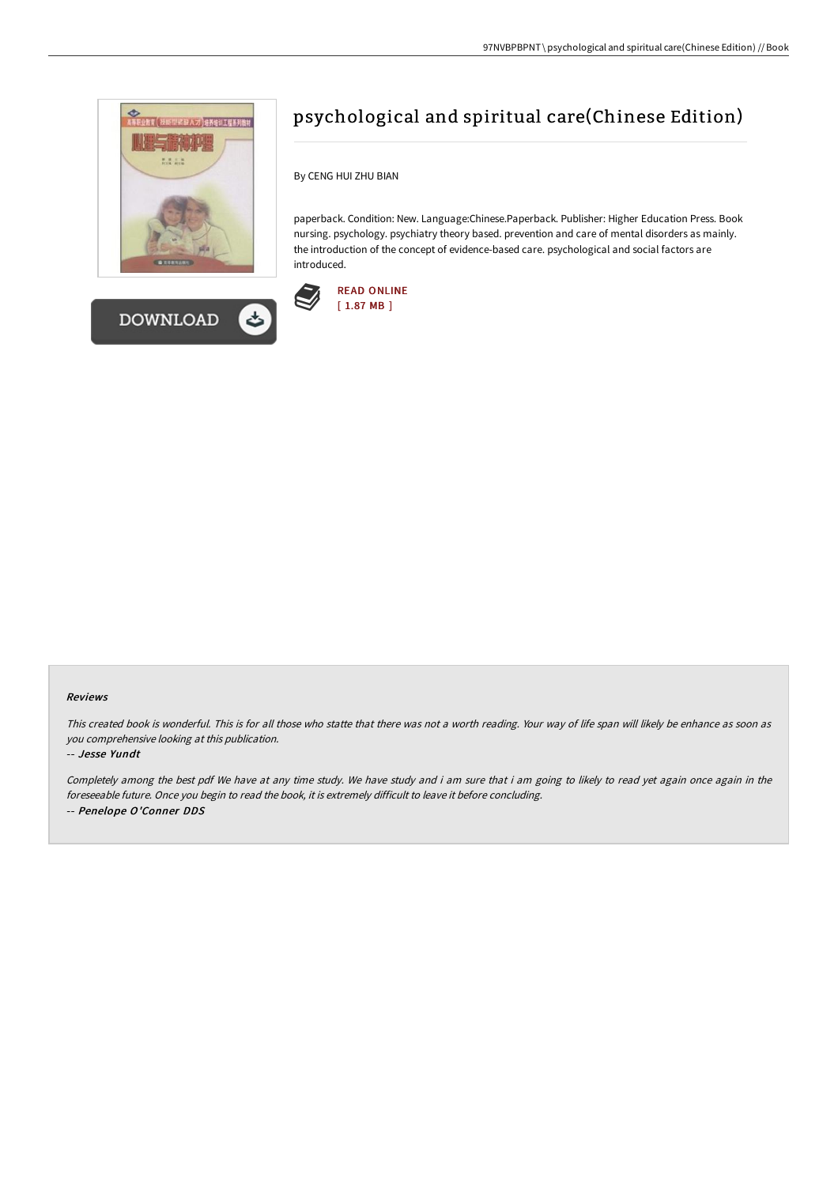# psychological and spiritual care(Chinese Edition)

By CENG HUI ZHU BIAN

paperback. Condition: New. Language:Chinese.Paperback. Publisher: Higher Education Press. Book nursing. psychology. psychiatry theory based. prevention and care of mental disorders as mainly. the introduction of the concept of evidence-based care. psychological and social factors are introduced.

READ ONLINE
[ 1.87 MB ]

DOWNLOAD

## Reviews

*This created book is wonderful. This is for all those who statte that there was not a worth reading. Your way of life span will likely be enhance as soon as you comprehensive looking at this publication.*

*-- Jesse Yundt*

*Completely among the best pdf We have at any time study. We have study and i am sure that i am going to likely to read yet again once again in the foreseeable future. Once you begin to read the book, it is extremely difficult to leave it before concluding.*

*-- Penelope O'Conner DDS*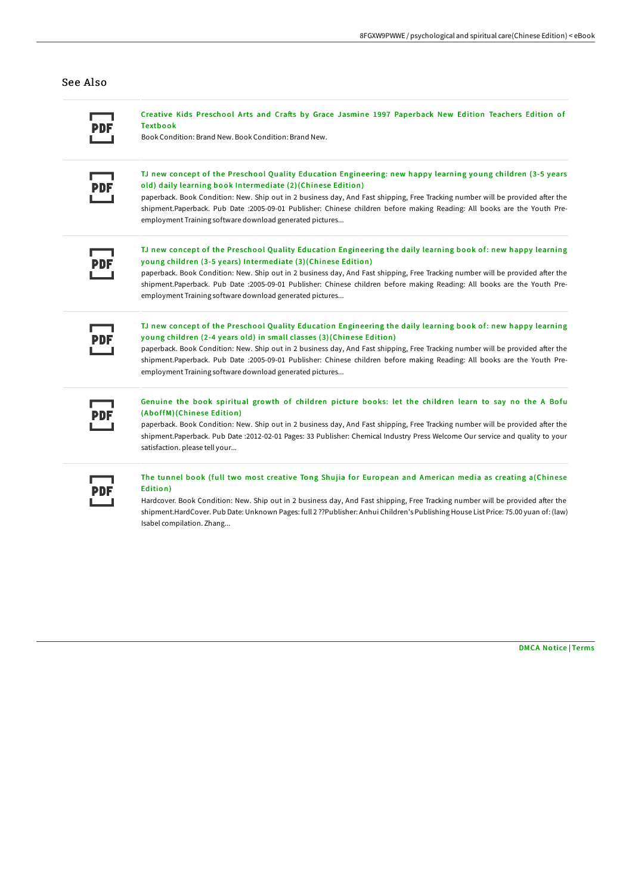## See Also

**Creative Kids Preschool Arts and Crafts by Grace Jasmine 1997 Paperback New Edition Teachers Edition of Textbook**

Book Condition: Brand New. Book Condition: Brand New.

**TJ new concept of the Preschool Quality Education Engineering: new happy learning young children (3-5 years old) daily learning book Intermediate (2)(Chinese Edition)**

paperback. Book Condition: New. Ship out in 2 business day, And Fast shipping, Free Tracking number will be provided after the shipment.Paperback. Pub Date :2005-09-01 Publisher: Chinese children before making Reading: All books are the Youth Pre-employment Training software download generated pictures...

**TJ new concept of the Preschool Quality Education Engineering the daily learning book of: new happy learning young children (3-5 years) Intermediate (3)(Chinese Edition)**

paperback. Book Condition: New. Ship out in 2 business day, And Fast shipping, Free Tracking number will be provided after the shipment.Paperback. Pub Date :2005-09-01 Publisher: Chinese children before making Reading: All books are the Youth Pre-employment Training software download generated pictures...

**TJ new concept of the Preschool Quality Education Engineering the daily learning book of: new happy learning young children (2-4 years old) in small classes (3)(Chinese Edition)**

paperback. Book Condition: New. Ship out in 2 business day, And Fast shipping, Free Tracking number will be provided after the shipment.Paperback. Pub Date :2005-09-01 Publisher: Chinese children before making Reading: All books are the Youth Pre-employment Training software download generated pictures...

**Genuine the book spiritual growth of children picture books: let the children learn to say no the A Bofu (AboffM)(Chinese Edition)**

paperback. Book Condition: New. Ship out in 2 business day, And Fast shipping, Free Tracking number will be provided after the shipment.Paperback. Pub Date :2012-02-01 Pages: 33 Publisher: Chemical Industry Press Welcome Our service and quality to your satisfaction. please tell your...

**The tunnel book (full two most creative Tong Shujia for European and American media as creating a(Chinese Edition)**

Hardcover. Book Condition: New. Ship out in 2 business day, And Fast shipping, Free Tracking number will be provided after the shipment.HardCover. Pub Date: Unknown Pages: full 2 ??Publisher: Anhui Children's Publishing House List Price: 75.00 yuan of: (law) Isabel compilation. Zhang...